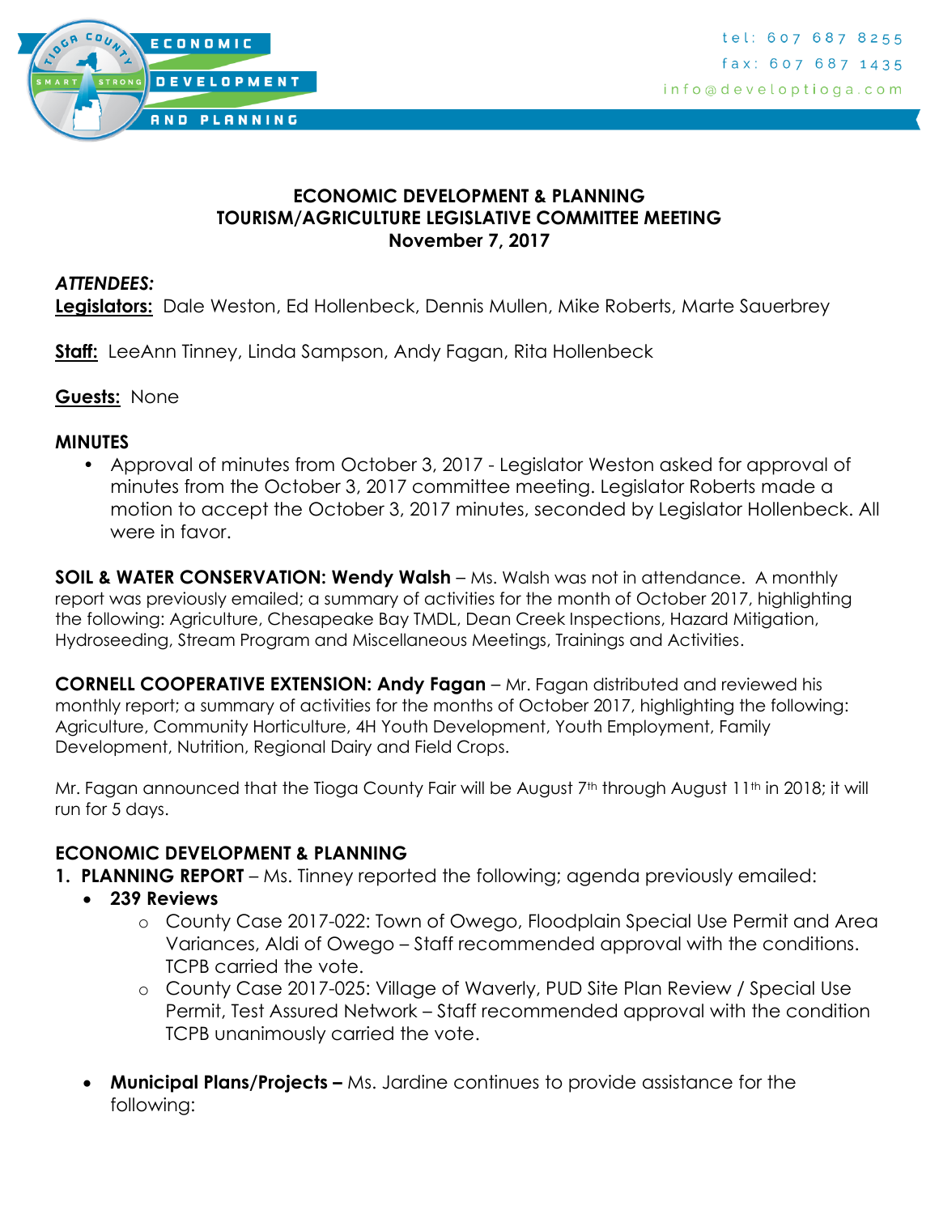ECONOMIC DEVELOPMENT AND PLANNING

tel: 607 687 8255
fax: 607 687 1435
info@developtioga.com

# ECONOMIC DEVELOPMENT & PLANNING
# TOURISM/AGRICULTURE LEGISLATIVE COMMITTEE MEETING
# November 7, 2017

***ATTENDEES:***

**Legislators:** Dale Weston, Ed Hollenbeck, Dennis Mullen, Mike Roberts, Marte Sauerbrey

**Staff:** LeeAnn Tinney, Linda Sampson, Andy Fagan, Rita Hollenbeck

**Guests:** None

**MINUTES**

- Approval of minutes from October 3, 2017 - Legislator Weston asked for approval of minutes from the October 3, 2017 committee meeting. Legislator Roberts made a motion to accept the October 3, 2017 minutes, seconded by Legislator Hollenbeck. All were in favor.

**SOIL & WATER CONSERVATION: Wendy Walsh** – Ms. Walsh was not in attendance. A monthly report was previously emailed; a summary of activities for the month of October 2017, highlighting the following: Agriculture, Chesapeake Bay TMDL, Dean Creek Inspections, Hazard Mitigation, Hydroseeding, Stream Program and Miscellaneous Meetings, Trainings and Activities.

**CORNELL COOPERATIVE EXTENSION: Andy Fagan** – Mr. Fagan distributed and reviewed his monthly report; a summary of activities for the months of October 2017, highlighting the following: Agriculture, Community Horticulture, 4H Youth Development, Youth Employment, Family Development, Nutrition, Regional Dairy and Field Crops.

Mr. Fagan announced that the Tioga County Fair will be August 7th through August 11th in 2018; it will run for 5 days.

**ECONOMIC DEVELOPMENT & PLANNING**

1. **PLANNING REPORT** – Ms. Tinney reported the following; agenda previously emailed:
   - **239 Reviews**
     - County Case 2017-022: Town of Owego, Floodplain Special Use Permit and Area Variances, Aldi of Owego – Staff recommended approval with the conditions. TCPB carried the vote.
     - County Case 2017-025: Village of Waverly, PUD Site Plan Review / Special Use Permit, Test Assured Network – Staff recommended approval with the condition TCPB unanimously carried the vote.
   - **Municipal Plans/Projects –** Ms. Jardine continues to provide assistance for the following: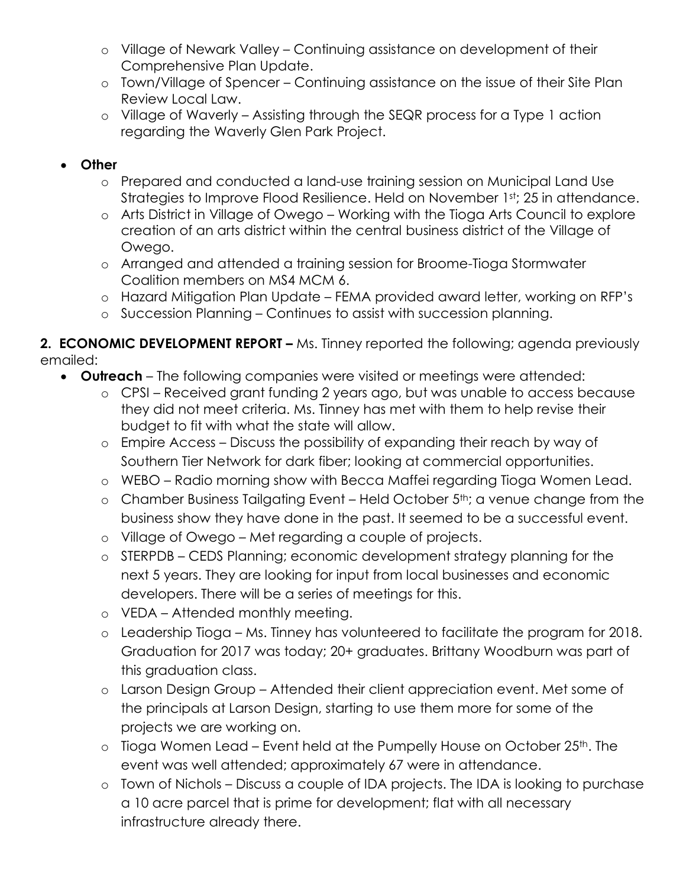- Village of Newark Valley – Continuing assistance on development of their Comprehensive Plan Update.
- Town/Village of Spencer – Continuing assistance on the issue of their Site Plan Review Local Law.
- Village of Waverly – Assisting through the SEQR process for a Type 1 action regarding the Waverly Glen Park Project.

- **Other**
  - Prepared and conducted a land-use training session on Municipal Land Use Strategies to Improve Flood Resilience. Held on November 1st; 25 in attendance.
  - Arts District in Village of Owego – Working with the Tioga Arts Council to explore creation of an arts district within the central business district of the Village of Owego.
  - Arranged and attended a training session for Broome-Tioga Stormwater Coalition members on MS4 MCM 6.
  - Hazard Mitigation Plan Update – FEMA provided award letter, working on RFP's
  - Succession Planning – Continues to assist with succession planning.

**2. ECONOMIC DEVELOPMENT REPORT –** Ms. Tinney reported the following; agenda previously emailed:

- **Outreach** – The following companies were visited or meetings were attended:
  - CPSI – Received grant funding 2 years ago, but was unable to access because they did not meet criteria. Ms. Tinney has met with them to help revise their budget to fit with what the state will allow.
  - Empire Access – Discuss the possibility of expanding their reach by way of Southern Tier Network for dark fiber; looking at commercial opportunities.
  - WEBO – Radio morning show with Becca Maffei regarding Tioga Women Lead.
  - Chamber Business Tailgating Event – Held October 5th; a venue change from the business show they have done in the past. It seemed to be a successful event.
  - Village of Owego – Met regarding a couple of projects.
  - STERPDB – CEDS Planning; economic development strategy planning for the next 5 years. They are looking for input from local businesses and economic developers. There will be a series of meetings for this.
  - VEDA – Attended monthly meeting.
  - Leadership Tioga – Ms. Tinney has volunteered to facilitate the program for 2018. Graduation for 2017 was today; 20+ graduates. Brittany Woodburn was part of this graduation class.
  - Larson Design Group – Attended their client appreciation event. Met some of the principals at Larson Design, starting to use them more for some of the projects we are working on.
  - Tioga Women Lead – Event held at the Pumpelly House on October 25th. The event was well attended; approximately 67 were in attendance.
  - Town of Nichols – Discuss a couple of IDA projects. The IDA is looking to purchase a 10 acre parcel that is prime for development; flat with all necessary infrastructure already there.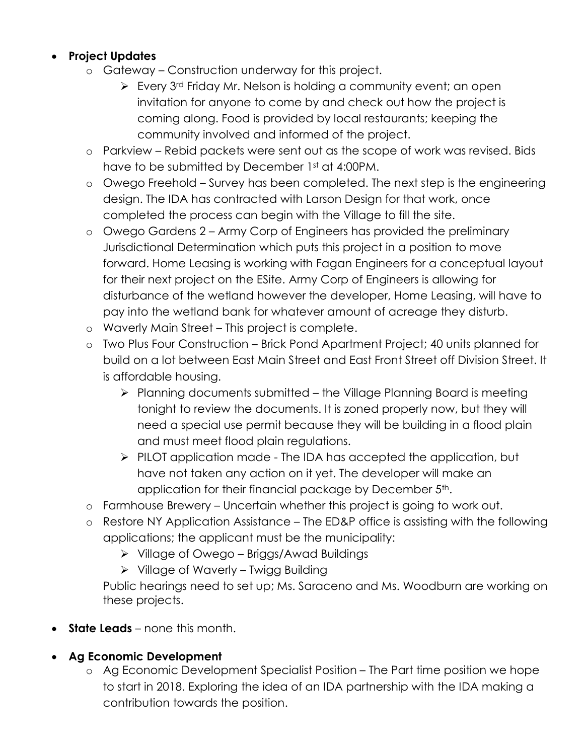- **Project Updates**
  - Gateway – Construction underway for this project.
    - Every 3rd Friday Mr. Nelson is holding a community event; an open invitation for anyone to come by and check out how the project is coming along. Food is provided by local restaurants; keeping the community involved and informed of the project.
  - Parkview – Rebid packets were sent out as the scope of work was revised. Bids have to be submitted by December 1st at 4:00PM.
  - Owego Freehold – Survey has been completed. The next step is the engineering design. The IDA has contracted with Larson Design for that work, once completed the process can begin with the Village to fill the site.
  - Owego Gardens 2 – Army Corp of Engineers has provided the preliminary Jurisdictional Determination which puts this project in a position to move forward. Home Leasing is working with Fagan Engineers for a conceptual layout for their next project on the ESite. Army Corp of Engineers is allowing for disturbance of the wetland however the developer, Home Leasing, will have to pay into the wetland bank for whatever amount of acreage they disturb.
  - Waverly Main Street – This project is complete.
  - Two Plus Four Construction – Brick Pond Apartment Project; 40 units planned for build on a lot between East Main Street and East Front Street off Division Street. It is affordable housing.
    - Planning documents submitted – the Village Planning Board is meeting tonight to review the documents. It is zoned properly now, but they will need a special use permit because they will be building in a flood plain and must meet flood plain regulations.
    - PILOT application made - The IDA has accepted the application, but have not taken any action on it yet. The developer will make an application for their financial package by December 5th.
  - Farmhouse Brewery – Uncertain whether this project is going to work out.
  - Restore NY Application Assistance – The ED&P office is assisting with the following applications; the applicant must be the municipality:
    - Village of Owego – Briggs/Awad Buildings
    - Village of Waverly – Twigg Building

    Public hearings need to set up; Ms. Saraceno and Ms. Woodburn are working on these projects.

- **State Leads** – none this month.

- **Ag Economic Development**
  - Ag Economic Development Specialist Position – The Part time position we hope to start in 2018. Exploring the idea of an IDA partnership with the IDA making a contribution towards the position.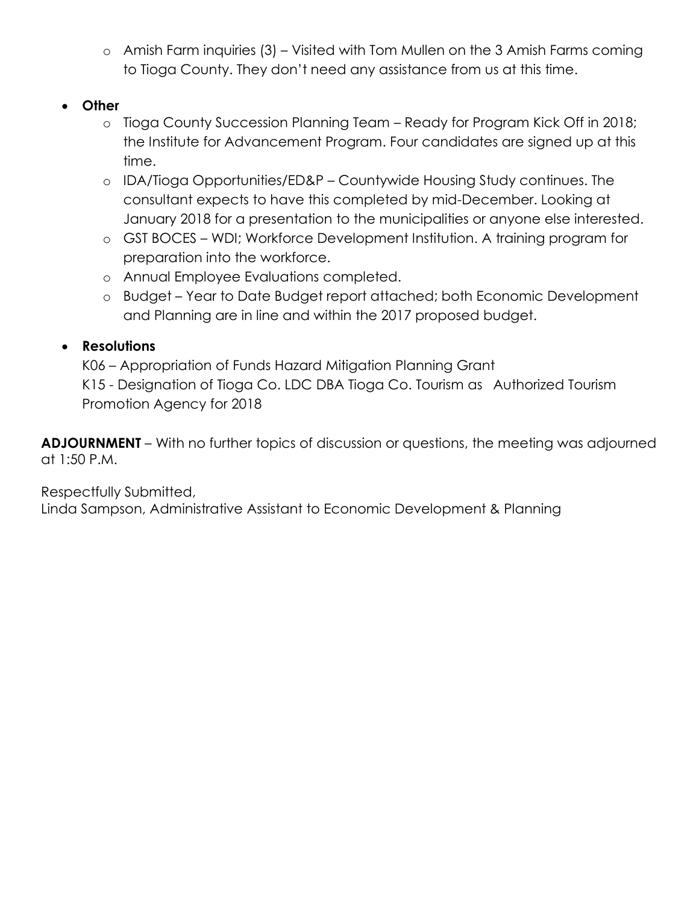- Amish Farm inquiries (3) – Visited with Tom Mullen on the 3 Amish Farms coming to Tioga County. They don't need any assistance from us at this time.

- **Other**
  - Tioga County Succession Planning Team – Ready for Program Kick Off in 2018; the Institute for Advancement Program. Four candidates are signed up at this time.
  - IDA/Tioga Opportunities/ED&P – Countywide Housing Study continues. The consultant expects to have this completed by mid-December. Looking at January 2018 for a presentation to the municipalities or anyone else interested.
  - GST BOCES – WDI; Workforce Development Institution. A training program for preparation into the workforce.
  - Annual Employee Evaluations completed.
  - Budget – Year to Date Budget report attached; both Economic Development and Planning are in line and within the 2017 proposed budget.

- **Resolutions**

  K06 – Appropriation of Funds Hazard Mitigation Planning Grant
  K15 - Designation of Tioga Co. LDC DBA Tioga Co. Tourism as Authorized Tourism Promotion Agency for 2018

**ADJOURNMENT** – With no further topics of discussion or questions, the meeting was adjourned at 1:50 P.M.

Respectfully Submitted,
Linda Sampson, Administrative Assistant to Economic Development & Planning